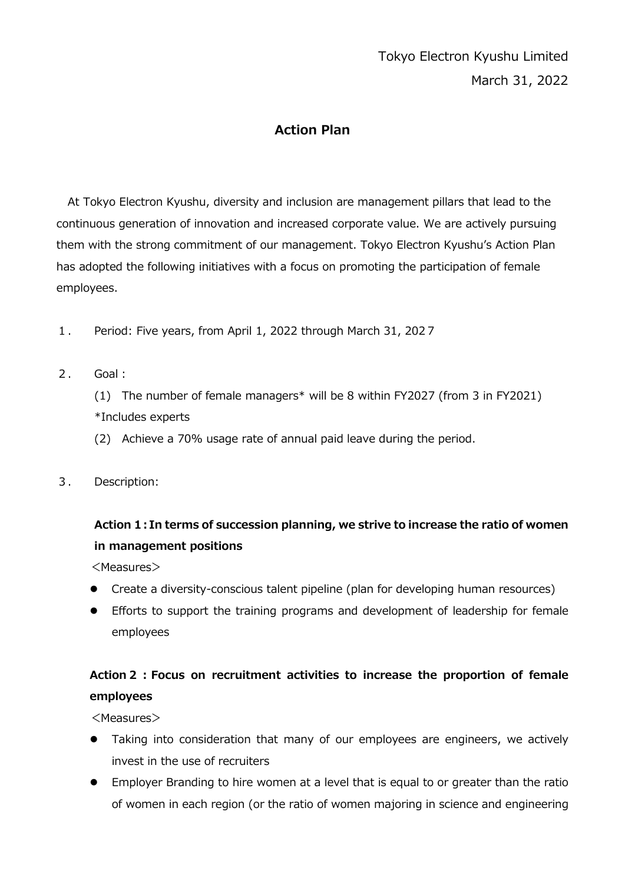Tokyo Electron Kyushu Limited

March 31, 2022

# Action Plan

At Tokyo Electron Kyushu, diversity and inclusion are management pillars that lead to the continuous generation of innovation and increased corporate value. We are actively pursuing them with the strong commitment of our management. Tokyo Electron Kyushu's Action Plan has adopted the following initiatives with a focus on promoting the participation of female employees.

1. Period: Five years, from April 1, 2022 through March 31, 2027

2. Goal :

   (1) The number of female managers* will be 8 within FY2027 (from 3 in FY2021)
   *Includes experts

   (2) Achieve a 70% usage rate of annual paid leave during the period.

3. Description:

**Action 1 : In terms of succession planning, we strive to increase the ratio of women in management positions**

<Measures>

- Create a diversity-conscious talent pipeline (plan for developing human resources)
- Efforts to support the training programs and development of leadership for female employees

**Action 2 : Focus on recruitment activities to increase the proportion of female employees**

<Measures>

- Taking into consideration that many of our employees are engineers, we actively invest in the use of recruiters
- Employer Branding to hire women at a level that is equal to or greater than the ratio of women in each region (or the ratio of women majoring in science and engineering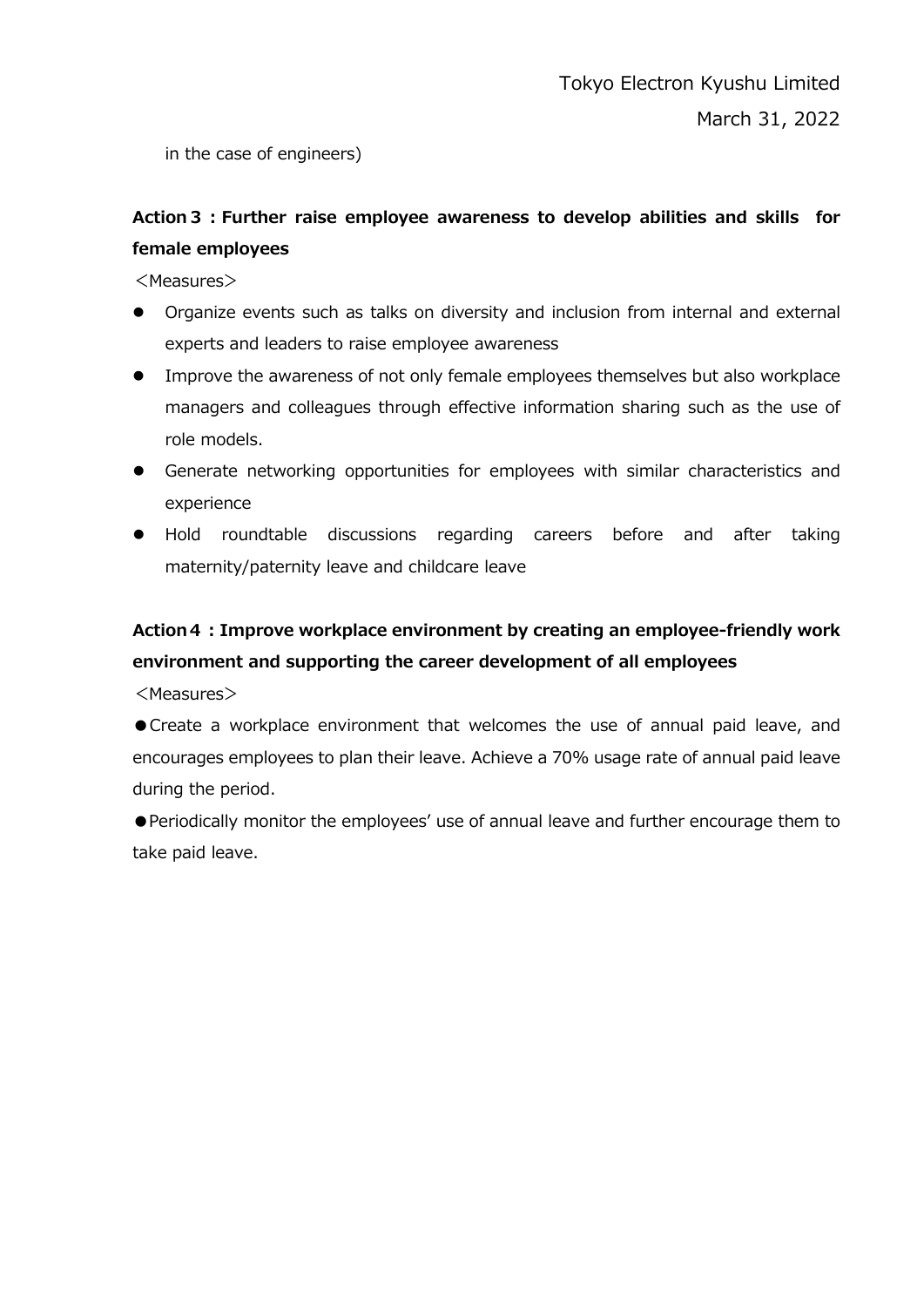in the case of engineers)

**Action 3 : Further raise employee awareness to develop abilities and skills for female employees**

<Measures>

- Organize events such as talks on diversity and inclusion from internal and external experts and leaders to raise employee awareness
- Improve the awareness of not only female employees themselves but also workplace managers and colleagues through effective information sharing such as the use of role models.
- Generate networking opportunities for employees with similar characteristics and experience
- Hold roundtable discussions regarding careers before and after taking maternity/paternity leave and childcare leave

**Action 4 : Improve workplace environment by creating an employee-friendly work environment and supporting the career development of all employees**

<Measures>

- Create a workplace environment that welcomes the use of annual paid leave, and encourages employees to plan their leave. Achieve a 70% usage rate of annual paid leave during the period.
- Periodically monitor the employees' use of annual leave and further encourage them to take paid leave.